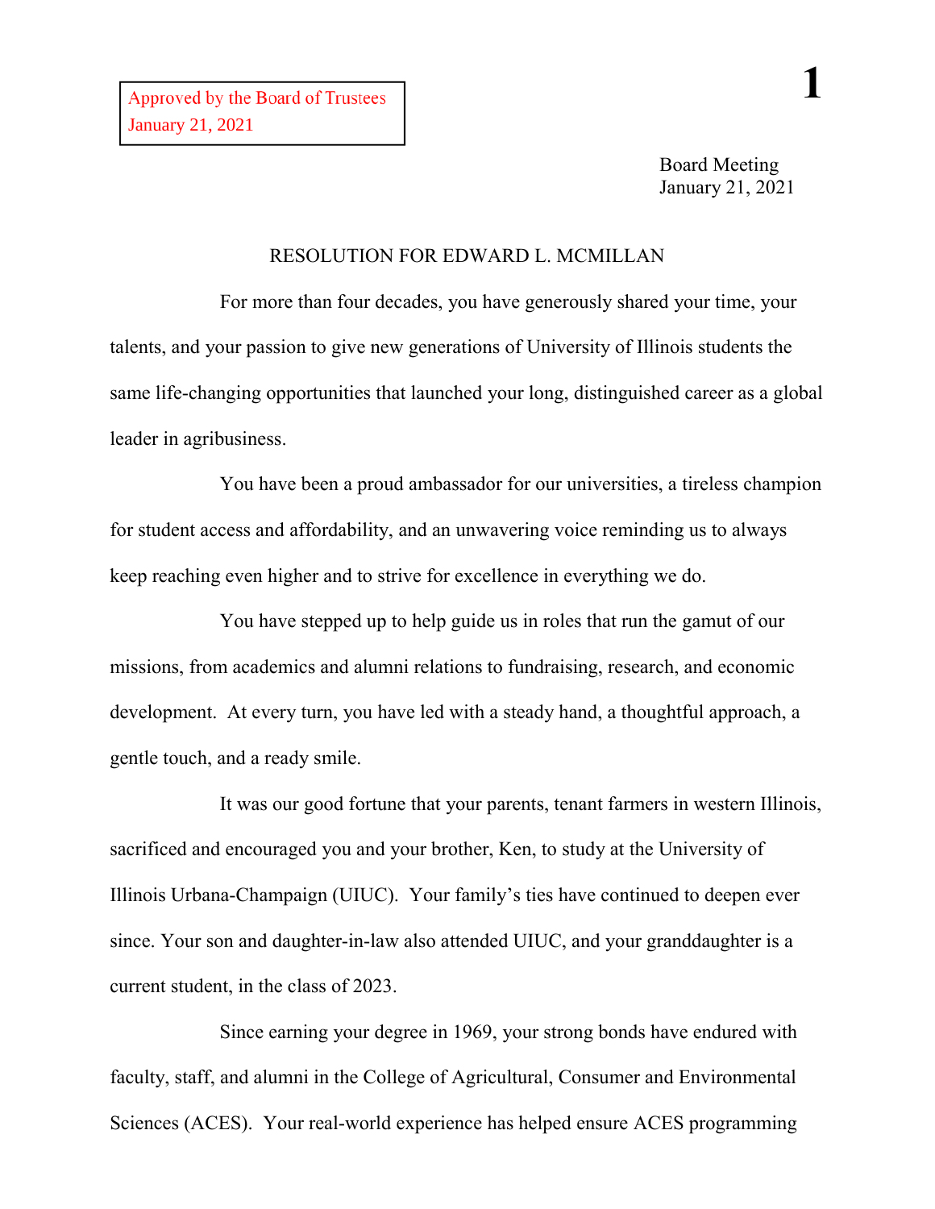Approved by the Board of Trustees
January 21, 2021

Board Meeting
January 21, 2021

# RESOLUTION FOR EDWARD L. MCMILLAN

For more than four decades, you have generously shared your time, your talents, and your passion to give new generations of University of Illinois students the same life-changing opportunities that launched your long, distinguished career as a global leader in agribusiness.

You have been a proud ambassador for our universities, a tireless champion for student access and affordability, and an unwavering voice reminding us to always keep reaching even higher and to strive for excellence in everything we do.

You have stepped up to help guide us in roles that run the gamut of our missions, from academics and alumni relations to fundraising, research, and economic development. At every turn, you have led with a steady hand, a thoughtful approach, a gentle touch, and a ready smile.

It was our good fortune that your parents, tenant farmers in western Illinois, sacrificed and encouraged you and your brother, Ken, to study at the University of Illinois Urbana-Champaign (UIUC). Your family's ties have continued to deepen ever since. Your son and daughter-in-law also attended UIUC, and your granddaughter is a current student, in the class of 2023.

Since earning your degree in 1969, your strong bonds have endured with faculty, staff, and alumni in the College of Agricultural, Consumer and Environmental Sciences (ACES). Your real-world experience has helped ensure ACES programming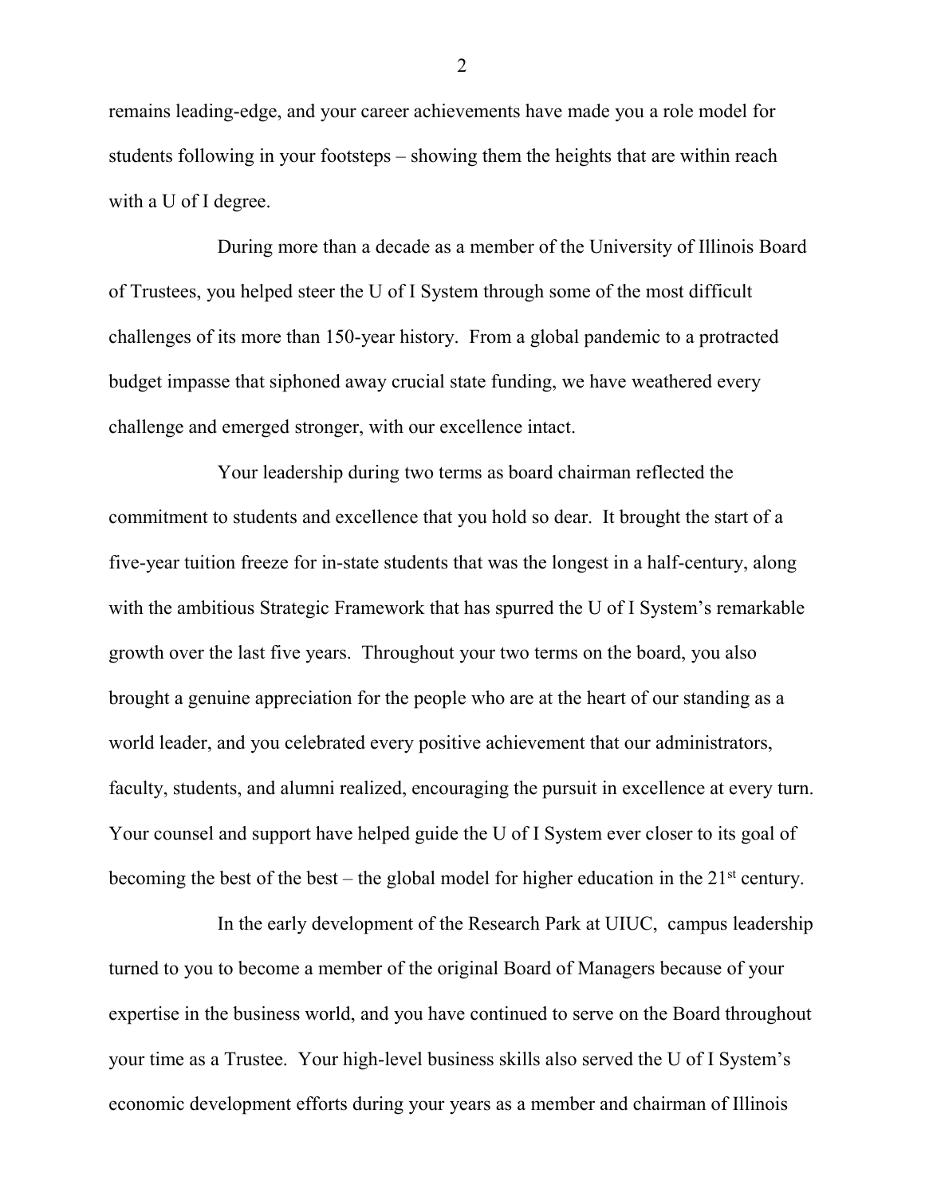remains leading-edge, and your career achievements have made you a role model for students following in your footsteps – showing them the heights that are within reach with a U of I degree.

During more than a decade as a member of the University of Illinois Board of Trustees, you helped steer the U of I System through some of the most difficult challenges of its more than 150-year history. From a global pandemic to a protracted budget impasse that siphoned away crucial state funding, we have weathered every challenge and emerged stronger, with our excellence intact.

Your leadership during two terms as board chairman reflected the commitment to students and excellence that you hold so dear. It brought the start of a five-year tuition freeze for in-state students that was the longest in a half-century, along with the ambitious Strategic Framework that has spurred the U of I System's remarkable growth over the last five years. Throughout your two terms on the board, you also brought a genuine appreciation for the people who are at the heart of our standing as a world leader, and you celebrated every positive achievement that our administrators, faculty, students, and alumni realized, encouraging the pursuit in excellence at every turn. Your counsel and support have helped guide the U of I System ever closer to its goal of becoming the best of the best – the global model for higher education in the 21st century.

In the early development of the Research Park at UIUC, campus leadership turned to you to become a member of the original Board of Managers because of your expertise in the business world, and you have continued to serve on the Board throughout your time as a Trustee. Your high-level business skills also served the U of I System's economic development efforts during your years as a member and chairman of Illinois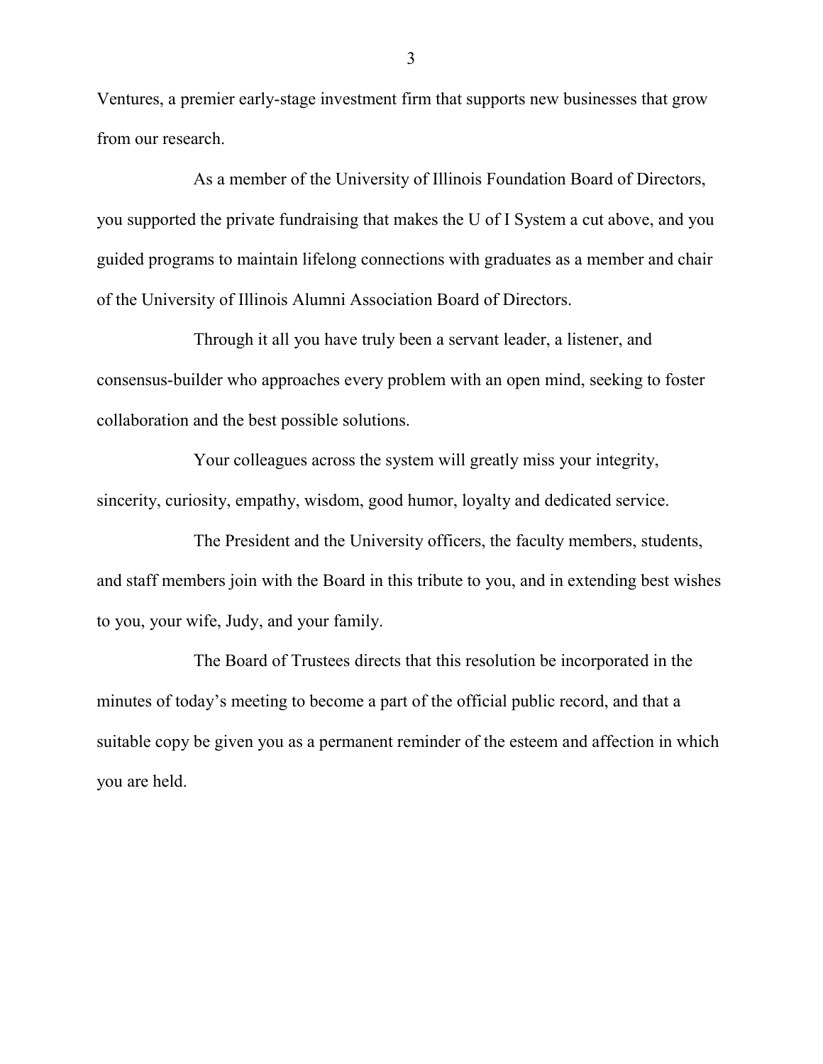Ventures, a premier early-stage investment firm that supports new businesses that grow from our research.

As a member of the University of Illinois Foundation Board of Directors, you supported the private fundraising that makes the U of I System a cut above, and you guided programs to maintain lifelong connections with graduates as a member and chair of the University of Illinois Alumni Association Board of Directors.

Through it all you have truly been a servant leader, a listener, and consensus-builder who approaches every problem with an open mind, seeking to foster collaboration and the best possible solutions.

Your colleagues across the system will greatly miss your integrity, sincerity, curiosity, empathy, wisdom, good humor, loyalty and dedicated service.

The President and the University officers, the faculty members, students, and staff members join with the Board in this tribute to you, and in extending best wishes to you, your wife, Judy, and your family.

The Board of Trustees directs that this resolution be incorporated in the minutes of today’s meeting to become a part of the official public record, and that a suitable copy be given you as a permanent reminder of the esteem and affection in which you are held.